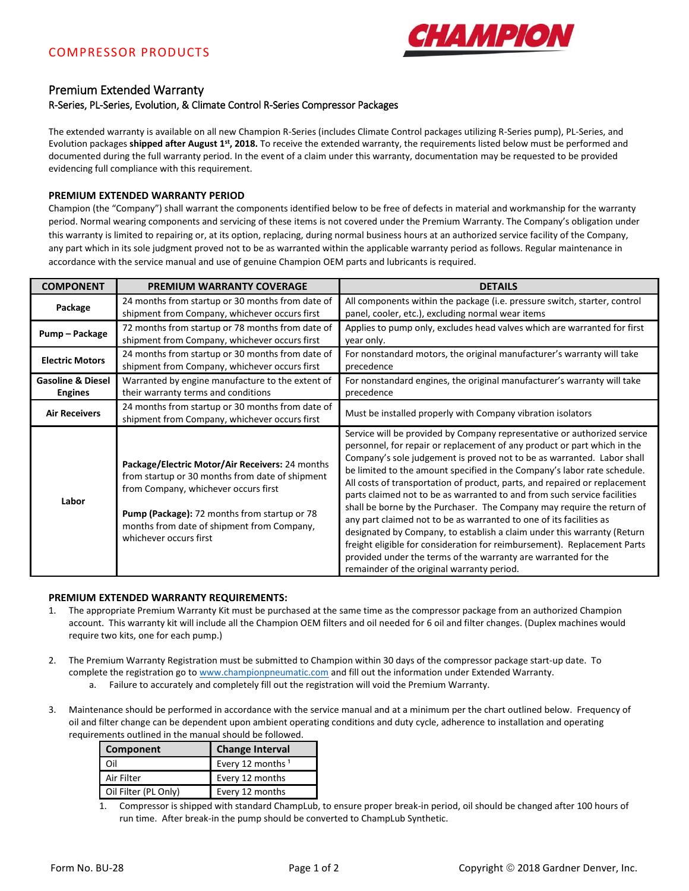COMPRESSOR PRODUCTS

CHAMPION

# Premium Extended Warranty

## R-Series, PL-Series, Evolution, & Climate Control R-Series Compressor Packages

The extended warranty is available on all new Champion R-Series (includes Climate Control packages utilizing R-Series pump), PL-Series, and Evolution packages **shipped after August 1st, 2018.** To receive the extended warranty, the requirements listed below must be performed and documented during the full warranty period. In the event of a claim under this warranty, documentation may be requested to be provided evidencing full compliance with this requirement.

### PREMIUM EXTENDED WARRANTY PERIOD

Champion (the "Company") shall warrant the components identified below to be free of defects in material and workmanship for the warranty period. Normal wearing components and servicing of these items is not covered under the Premium Warranty. The Company's obligation under this warranty is limited to repairing or, at its option, replacing, during normal business hours at an authorized service facility of the Company, any part which in its sole judgment proved not to be as warranted within the applicable warranty period as follows. Regular maintenance in accordance with the service manual and use of genuine Champion OEM parts and lubricants is required.

| COMPONENT | PREMIUM WARRANTY COVERAGE | DETAILS |
|---|---|---|
| **Package** | 24 months from startup or 30 months from date of shipment from Company, whichever occurs first | All components within the package (i.e. pressure switch, starter, control panel, cooler, etc.), excluding normal wear items |
| **Pump – Package** | 72 months from startup or 78 months from date of shipment from Company, whichever occurs first | Applies to pump only, excludes head valves which are warranted for first year only. |
| **Electric Motors** | 24 months from startup or 30 months from date of shipment from Company, whichever occurs first | For nonstandard motors, the original manufacturer's warranty will take precedence |
| **Gasoline & Diesel Engines** | Warranted by engine manufacture to the extent of their warranty terms and conditions | For nonstandard engines, the original manufacturer's warranty will take precedence |
| **Air Receivers** | 24 months from startup or 30 months from date of shipment from Company, whichever occurs first | Must be installed properly with Company vibration isolators |
| **Labor** | **Package/Electric Motor/Air Receivers:** 24 months from startup or 30 months from date of shipment from Company, whichever occurs first<br><br>**Pump (Package):** 72 months from startup or 78 months from date of shipment from Company, whichever occurs first | Service will be provided by Company representative or authorized service personnel, for repair or replacement of any product or part which in the Company's sole judgement is proved not to be as warranted. Labor shall be limited to the amount specified in the Company's labor rate schedule. All costs of transportation of product, parts, and repaired or replacement parts claimed not to be as warranted to and from such service facilities shall be borne by the Purchaser. The Company may require the return of any part claimed not to be as warranted to one of its facilities as designated by Company, to establish a claim under this warranty (Return freight eligible for consideration for reimbursement). Replacement Parts provided under the terms of the warranty are warranted for the remainder of the original warranty period. |

### PREMIUM EXTENDED WARRANTY REQUIREMENTS:

1. The appropriate Premium Warranty Kit must be purchased at the same time as the compressor package from an authorized Champion account. This warranty kit will include all the Champion OEM filters and oil needed for 6 oil and filter changes. (Duplex machines would require two kits, one for each pump.)

2. The Premium Warranty Registration must be submitted to Champion within 30 days of the compressor package start-up date. To complete the registration go to www.championpneumatic.com and fill out the information under Extended Warranty.
   a. Failure to accurately and completely fill out the registration will void the Premium Warranty.

3. Maintenance should be performed in accordance with the service manual and at a minimum per the chart outlined below. Frequency of oil and filter change can be dependent upon ambient operating conditions and duty cycle, adherence to installation and operating requirements outlined in the manual should be followed.

| Component | Change Interval |
|---|---|
| Oil | Every 12 months [1] |
| Air Filter | Every 12 months |
| Oil Filter (PL Only) | Every 12 months |

1. Compressor is shipped with standard ChampLub, to ensure proper break-in period, oil should be changed after 100 hours of run time. After break-in the pump should be converted to ChampLub Synthetic.

Form No. BU-28

Copyright © 2018 Gardner Denver, Inc.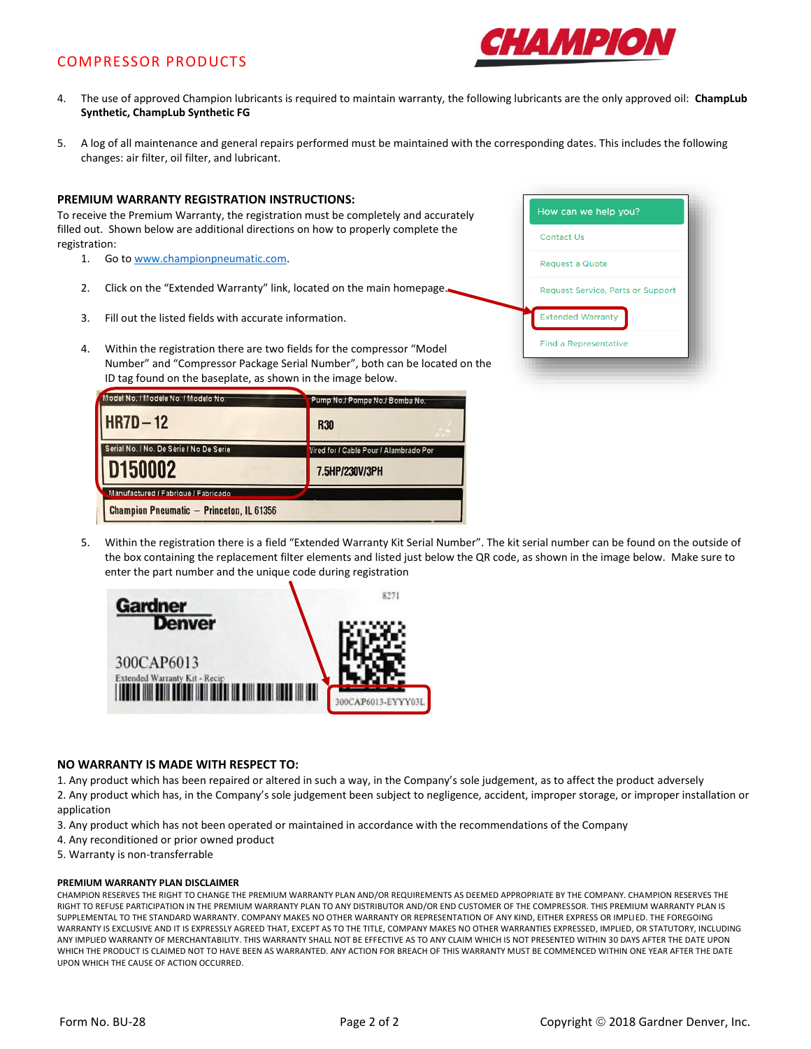4. The use of approved Champion lubricants is required to maintain warranty, the following lubricants are the only approved oil: **ChampLub Synthetic, ChampLub Synthetic FG**

5. A log of all maintenance and general repairs performed must be maintained with the corresponding dates. This includes the following changes: air filter, oil filter, and lubricant.

## PREMIUM WARRANTY REGISTRATION INSTRUCTIONS:

To receive the Premium Warranty, the registration must be completely and accurately filled out. Shown below are additional directions on how to properly complete the registration:

1. Go to www.championpneumatic.com.
2. Click on the "Extended Warranty" link, located on the main homepage.
3. Fill out the listed fields with accurate information.
4. Within the registration there are two fields for the compressor "Model Number" and "Compressor Package Serial Number", both can be located on the ID tag found on the baseplate, as shown in the image below.
5. Within the registration there is a field "Extended Warranty Kit Serial Number". The kit serial number can be found on the outside of the box containing the replacement filter elements and listed just below the QR code, as shown in the image below. Make sure to enter the part number and the unique code during registration

## NO WARRANTY IS MADE WITH RESPECT TO:

1. Any product which has been repaired or altered in such a way, in the Company's sole judgement, as to affect the product adversely
2. Any product which has, in the Company's sole judgement been subject to negligence, accident, improper storage, or improper installation or application
3. Any product which has not been operated or maintained in accordance with the recommendations of the Company
4. Any reconditioned or prior owned product
5. Warranty is non-transferrable

### PREMIUM WARRANTY PLAN DISCLAIMER

CHAMPION RESERVES THE RIGHT TO CHANGE THE PREMIUM WARRANTY PLAN AND/OR REQUIREMENTS AS DEEMED APPROPRIATE BY THE COMPANY. CHAMPION RESERVES THE RIGHT TO REFUSE PARTICIPATION IN THE PREMIUM WARRANTY PLAN TO ANY DISTRIBUTOR AND/OR END CUSTOMER OF THE COMPRESSOR. THIS PREMIUM WARRANTY PLAN IS SUPPLEMENTAL TO THE STANDARD WARRANTY. COMPANY MAKES NO OTHER WARRANTY OR REPRESENTATION OF ANY KIND, EITHER EXPRESS OR IMPLIED. THE FOREGOING WARRANTY IS EXCLUSIVE AND IT IS EXPRESSLY AGREED THAT, EXCEPT AS TO THE TITLE, COMPANY MAKES NO OTHER WARRANTIES EXPRESSED, IMPLIED, OR STATUTORY, INCLUDING ANY IMPLIED WARRANTY OF MERCHANTABILITY. THIS WARRANTY SHALL NOT BE EFFECTIVE AS TO ANY CLAIM WHICH IS NOT PRESENTED WITHIN 30 DAYS AFTER THE DATE UPON WHICH THE PRODUCT IS CLAIMED NOT TO HAVE BEEN AS WARRANTED. ANY ACTION FOR BREACH OF THIS WARRANTY MUST BE COMMENCED WITHIN ONE YEAR AFTER THE DATE UPON WHICH THE CAUSE OF ACTION OCCURRED.

Form No. BU-28

Copyright © 2018 Gardner Denver, Inc.